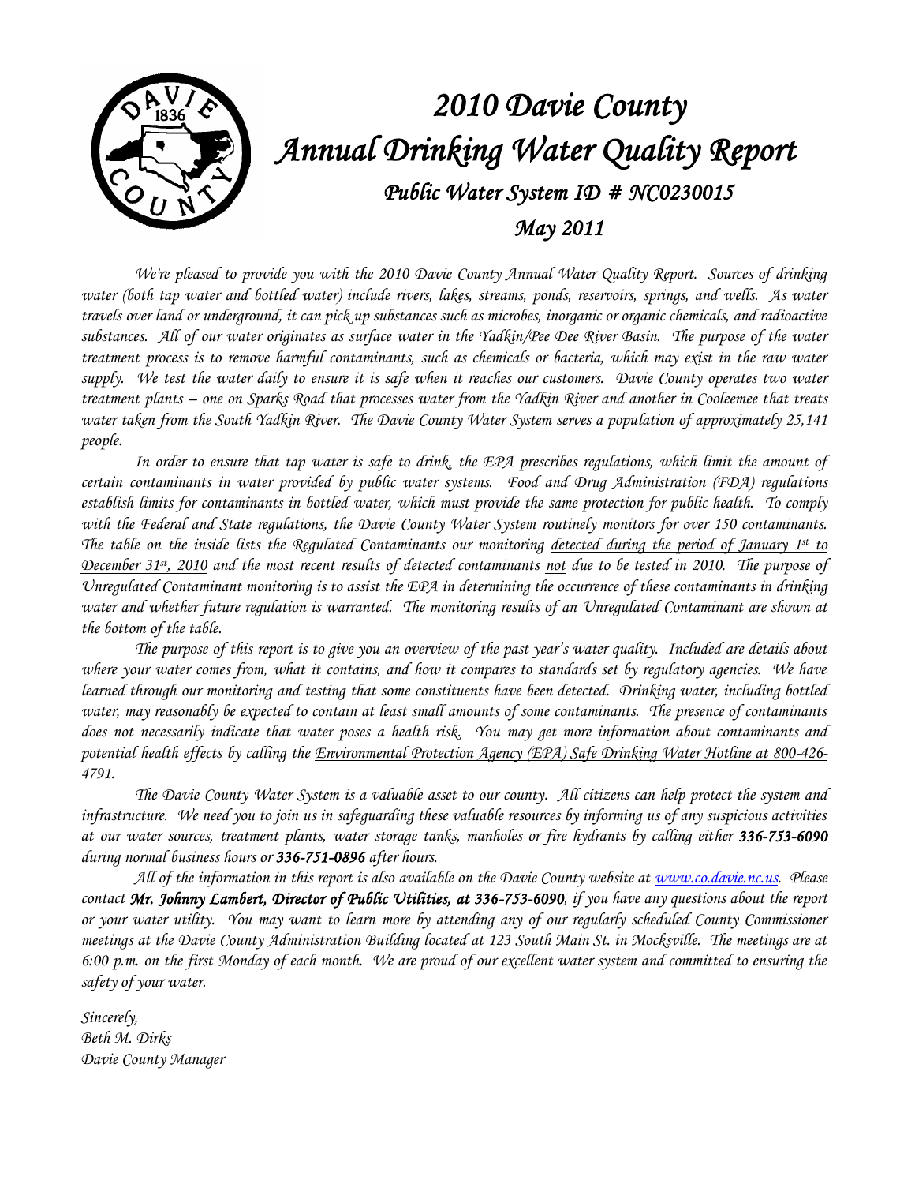# *2010 Davie County Annual Drinking Water Quality Report*

## *Public Water System ID # NC0230015*

## *May 2011*

*We're pleased to provide you with the 2010 Davie County Annual Water Quality Report. Sources of drinking water (both tap water and bottled water) include rivers, lakes, streams, ponds, reservoirs, springs, and wells. As water travels over land or underground, it can pick up substances such as microbes, inorganic or organic chemicals, and radioactive substances. All of our water originates as surface water in the Yadkin/Pee Dee River Basin. The purpose of the water treatment process is to remove harmful contaminants, such as chemicals or bacteria, which may exist in the raw water supply. We test the water daily to ensure it is safe when it reaches our customers. Davie County operates two water treatment plants – one on Sparks Road that processes water from the Yadkin River and another in Cooleemee that treats water taken from the South Yadkin River. The Davie County Water System serves a population of approximately 25,141 people.*

*In order to ensure that tap water is safe to drink, the EPA prescribes regulations, which limit the amount of certain contaminants in water provided by public water systems. Food and Drug Administration (FDA) regulations establish limits for contaminants in bottled water, which must provide the same protection for public health. To comply with the Federal and State regulations, the Davie County Water System routinely monitors for over 150 contaminants. The table on the inside lists the Regulated Contaminants our monitoring <u>detected during the period of January 1st to December 31st, 2010</u> and the most recent results of detected contaminants <u>not</u> due to be tested in 2010. The purpose of Unregulated Contaminant monitoring is to assist the EPA in determining the occurrence of these contaminants in drinking water and whether future regulation is warranted. The monitoring results of an Unregulated Contaminant are shown at the bottom of the table.*

*The purpose of this report is to give you an overview of the past year's water quality. Included are details about where your water comes from, what it contains, and how it compares to standards set by regulatory agencies. We have learned through our monitoring and testing that some constituents have been detected. Drinking water, including bottled water, may reasonably be expected to contain at least small amounts of some contaminants. The presence of contaminants does not necessarily indicate that water poses a health risk. You may get more information about contaminants and potential health effects by calling the <u>Environmental Protection Agency (EPA) Safe Drinking Water Hotline at 800-426-4791.</u>*

*The Davie County Water System is a valuable asset to our county. All citizens can help protect the system and infrastructure. We need you to join us in safeguarding these valuable resources by informing us of any suspicious activities at our water sources, treatment plants, water storage tanks, manholes or fire hydrants by calling either **336-753-6090** during normal business hours or **336-751-0896** after hours.*

*All of the information in this report is also available on the Davie County website at [www.co.davie.nc.us](http://www.co.davie.nc.us). Please contact **Mr. Johnny Lambert, Director of Public Utilities, at 336-753-6090**, if you have any questions about the report or your water utility. You may want to learn more by attending any of our regularly scheduled County Commissioner meetings at the Davie County Administration Building located at 123 South Main St. in Mocksville. The meetings are at 6:00 p.m. on the first Monday of each month. We are proud of our excellent water system and committed to ensuring the safety of your water.*

*Sincerely,*
*Beth M. Dirks*
*Davie County Manager*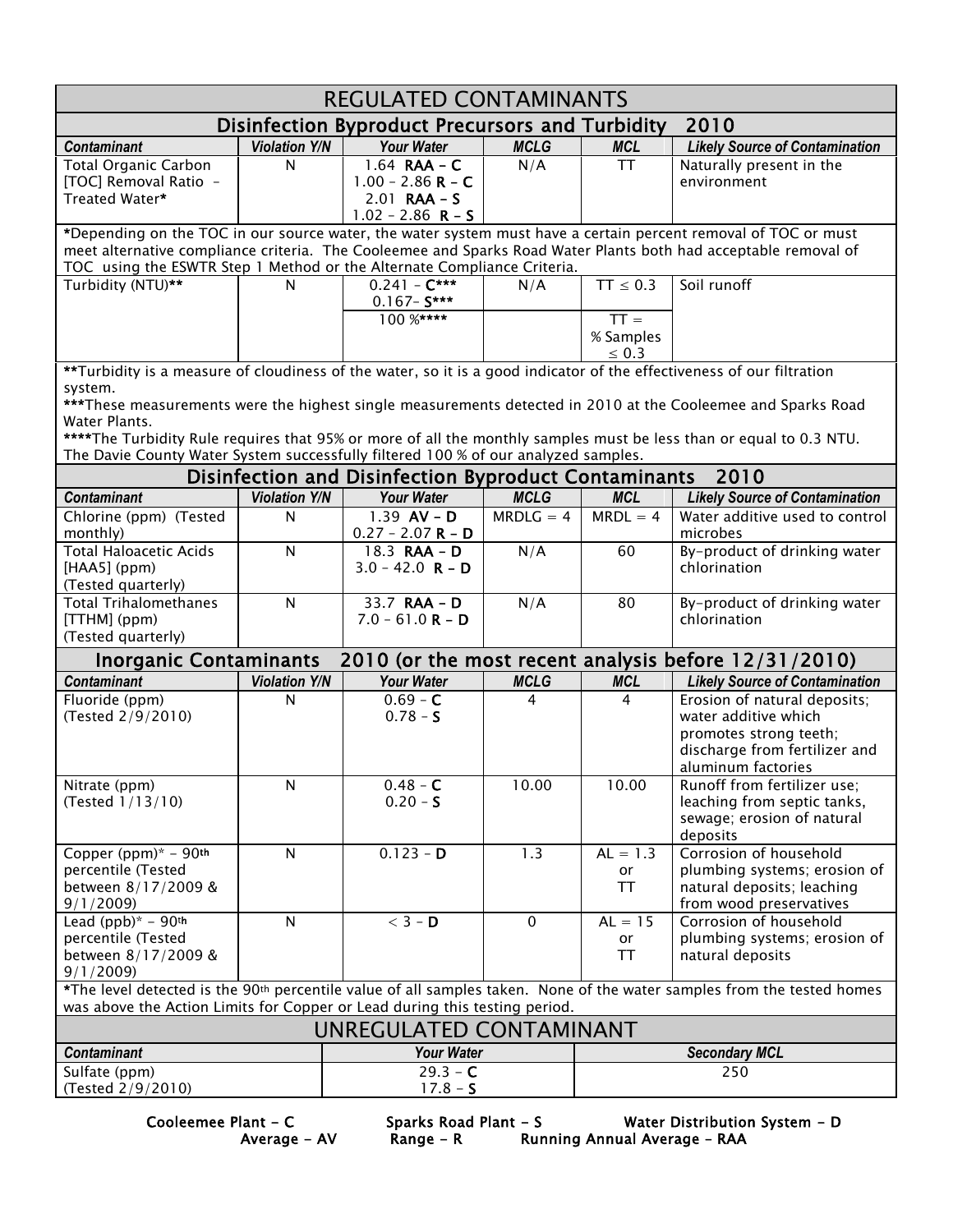# REGULATED CONTAMINANTS

## Disinfection Byproduct Precursors and Turbidity 2010

| Contaminant | Violation Y/N | Your Water | MCLG | MCL | Likely Source of Contamination |
|---|---|---|---|---|---|
| Total Organic Carbon [TOC] Removal Ratio - Treated Water* | N | 1.64 **RAA - C**<br>1.00 - 2.86 **R - C**<br>2.01 **RAA - S**<br>1.02 - 2.86 **R - S** | N/A | TT | Naturally present in the environment |

*Depending on the TOC in our source water, the water system must have a certain percent removal of TOC or must meet alternative compliance criteria. The Cooleemee and Sparks Road Water Plants both had acceptable removal of TOC using the ESWTR Step 1 Method or the Alternate Compliance Criteria.

| Contaminant | Violation Y/N | Your Water | MCLG | MCL | Likely Source of Contamination |
|---|---|---|---|---|---|
| Turbidity (NTU)** | N | 0.241 - **C*****<br>0.167- **S***** | N/A | TT ≤ 0.3 | Soil runoff |
| | | 100 %**** | | TT = % Samples ≤ 0.3 | |

**Turbidity is a measure of cloudiness of the water, so it is a good indicator of the effectiveness of our filtration system.

***These measurements were the highest single measurements detected in 2010 at the Cooleemee and Sparks Road Water Plants.

****The Turbidity Rule requires that 95% or more of all the monthly samples must be less than or equal to 0.3 NTU. The Davie County Water System successfully filtered 100 % of our analyzed samples.

## Disinfection and Disinfection Byproduct Contaminants 2010

| Contaminant | Violation Y/N | Your Water | MCLG | MCL | Likely Source of Contamination |
|---|---|---|---|---|---|
| Chlorine (ppm) (Tested monthly) | N | 1.39 **AV - D**<br>0.27 - 2.07 **R - D** | MRDLG = 4 | MRDL = 4 | Water additive used to control microbes |
| Total Haloacetic Acids [HAA5] (ppm) (Tested quarterly) | N | 18.3 **RAA - D**<br>3.0 - 42.0 **R - D** | N/A | 60 | By-product of drinking water chlorination |
| Total Trihalomethanes [TTHM] (ppm) (Tested quarterly) | N | 33.7 **RAA - D**<br>7.0 - 61.0 **R - D** | N/A | 80 | By-product of drinking water chlorination |

## Inorganic Contaminants 2010 (or the most recent analysis before 12/31/2010)

| Contaminant | Violation Y/N | Your Water | MCLG | MCL | Likely Source of Contamination |
|---|---|---|---|---|---|
| Fluoride (ppm) (Tested 2/9/2010) | N | 0.69 - **C**<br>0.78 - **S** | 4 | 4 | Erosion of natural deposits; water additive which promotes strong teeth; discharge from fertilizer and aluminum factories |
| Nitrate (ppm) (Tested 1/13/10) | N | 0.48 - **C**<br>0.20 - **S** | 10.00 | 10.00 | Runoff from fertilizer use; leaching from septic tanks, sewage; erosion of natural deposits |
| Copper (ppm)* - 90th percentile (Tested between 8/17/2009 & 9/1/2009) | N | 0.123 - **D** | 1.3 | AL = 1.3 or TT | Corrosion of household plumbing systems; erosion of natural deposits; leaching from wood preservatives |
| Lead (ppb)* - 90th percentile (Tested between 8/17/2009 & 9/1/2009) | N | < 3 - **D** | 0 | AL = 15 or TT | Corrosion of household plumbing systems; erosion of natural deposits |

*The level detected is the 90th percentile value of all samples taken. None of the water samples from the tested homes was above the Action Limits for Copper or Lead during this testing period.

# UNREGULATED CONTAMINANT

| Contaminant | Your Water | Secondary MCL |
|---|---|---|
| Sulfate (ppm) (Tested 2/9/2010) | 29.3 - **C**<br>17.8 - **S** | 250 |

**Cooleemee Plant - C** **Sparks Road Plant - S** **Water Distribution System - D**
**Average - AV** **Range - R** **Running Annual Average - RAA**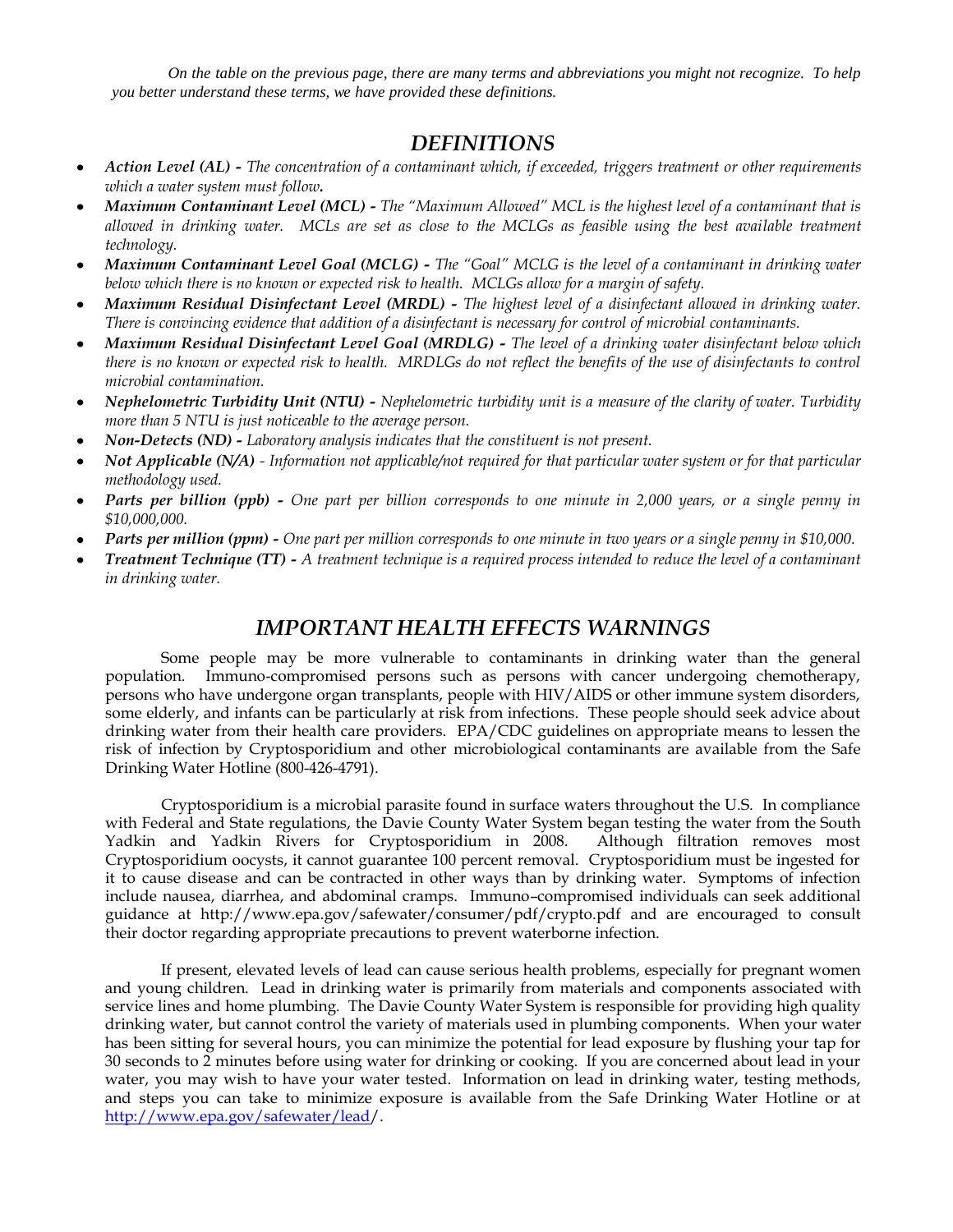*On the table on the previous page, there are many terms and abbreviations you might not recognize. To help you better understand these terms, we have provided these definitions.*

## *DEFINITIONS*

- ***Action Level (AL) -*** *The concentration of a contaminant which, if exceeded, triggers treatment or other requirements which a water system must follow.*
- ***Maximum Contaminant Level (MCL) -*** *The "Maximum Allowed" MCL is the highest level of a contaminant that is allowed in drinking water. MCLs are set as close to the MCLGs as feasible using the best available treatment technology.*
- ***Maximum Contaminant Level Goal (MCLG) -*** *The "Goal" MCLG is the level of a contaminant in drinking water below which there is no known or expected risk to health. MCLGs allow for a margin of safety.*
- ***Maximum Residual Disinfectant Level (MRDL) -*** *The highest level of a disinfectant allowed in drinking water. There is convincing evidence that addition of a disinfectant is necessary for control of microbial contaminants.*
- ***Maximum Residual Disinfectant Level Goal (MRDLG) -*** *The level of a drinking water disinfectant below which there is no known or expected risk to health. MRDLGs do not reflect the benefits of the use of disinfectants to control microbial contamination.*
- ***Nephelometric Turbidity Unit (NTU) -*** *Nephelometric turbidity unit is a measure of the clarity of water. Turbidity more than 5 NTU is just noticeable to the average person.*
- ***Non-Detects (ND) -*** *Laboratory analysis indicates that the constituent is not present.*
- ***Not Applicable (N/A)*** *- Information not applicable/not required for that particular water system or for that particular methodology used.*
- ***Parts per billion (ppb) -*** *One part per billion corresponds to one minute in 2,000 years, or a single penny in $10,000,000.*
- ***Parts per million (ppm) -*** *One part per million corresponds to one minute in two years or a single penny in $10,000.*
- ***Treatment Technique (TT) -*** *A treatment technique is a required process intended to reduce the level of a contaminant in drinking water.*

## *IMPORTANT HEALTH EFFECTS WARNINGS*

Some people may be more vulnerable to contaminants in drinking water than the general population. Immuno-compromised persons such as persons with cancer undergoing chemotherapy, persons who have undergone organ transplants, people with HIV/AIDS or other immune system disorders, some elderly, and infants can be particularly at risk from infections. These people should seek advice about drinking water from their health care providers. EPA/CDC guidelines on appropriate means to lessen the risk of infection by Cryptosporidium and other microbiological contaminants are available from the Safe Drinking Water Hotline (800-426-4791).

Cryptosporidium is a microbial parasite found in surface waters throughout the U.S. In compliance with Federal and State regulations, the Davie County Water System began testing the water from the South Yadkin and Yadkin Rivers for Cryptosporidium in 2008. Although filtration removes most Cryptosporidium oocysts, it cannot guarantee 100 percent removal. Cryptosporidium must be ingested for it to cause disease and can be contracted in other ways than by drinking water. Symptoms of infection include nausea, diarrhea, and abdominal cramps. Immuno–compromised individuals can seek additional guidance at http://www.epa.gov/safewater/consumer/pdf/crypto.pdf and are encouraged to consult their doctor regarding appropriate precautions to prevent waterborne infection.

If present, elevated levels of lead can cause serious health problems, especially for pregnant women and young children. Lead in drinking water is primarily from materials and components associated with service lines and home plumbing. The Davie County Water System is responsible for providing high quality drinking water, but cannot control the variety of materials used in plumbing components. When your water has been sitting for several hours, you can minimize the potential for lead exposure by flushing your tap for 30 seconds to 2 minutes before using water for drinking or cooking. If you are concerned about lead in your water, you may wish to have your water tested. Information on lead in drinking water, testing methods, and steps you can take to minimize exposure is available from the Safe Drinking Water Hotline or at http://www.epa.gov/safewater/lead/.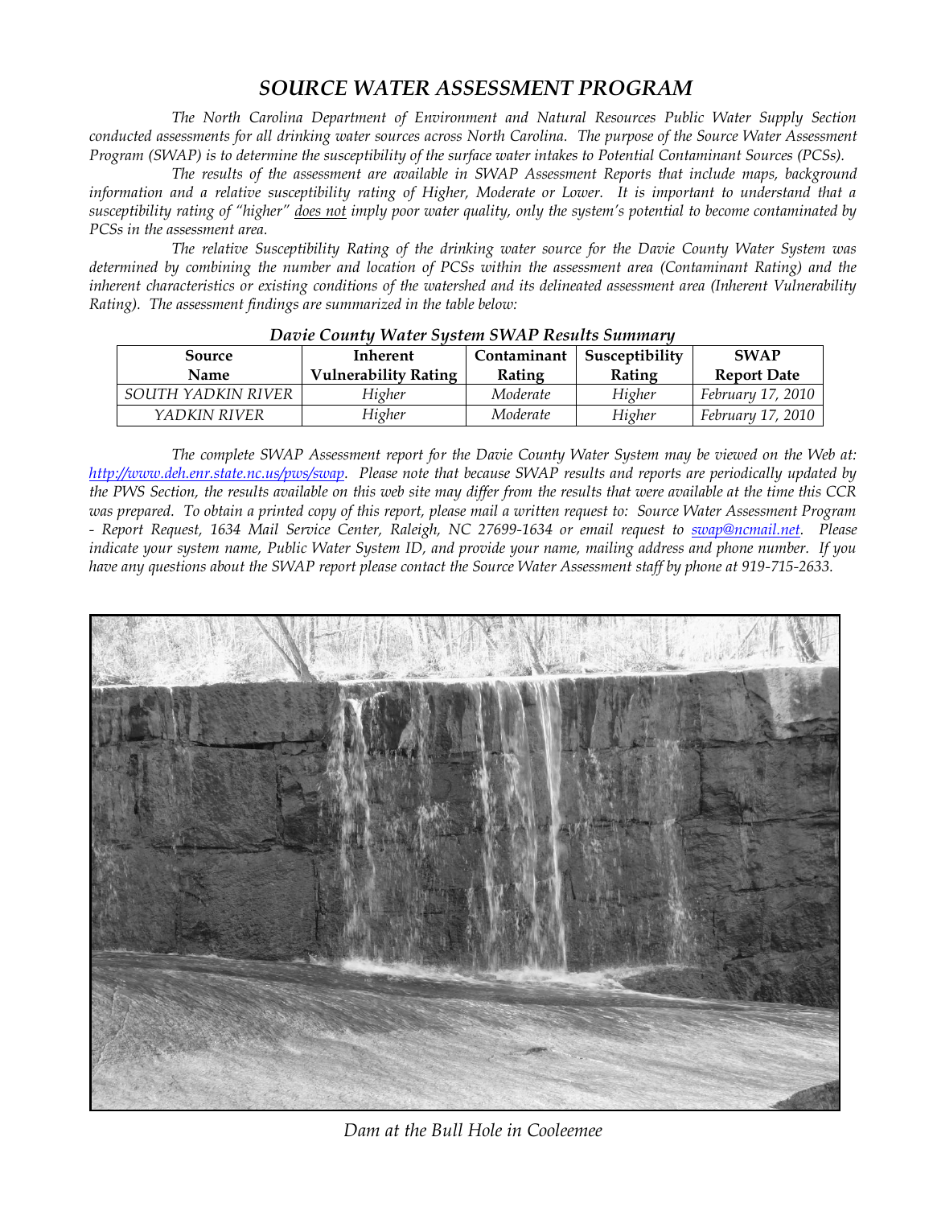# *SOURCE WATER ASSESSMENT PROGRAM*

*The North Carolina Department of Environment and Natural Resources Public Water Supply Section conducted assessments for all drinking water sources across North Carolina. The purpose of the Source Water Assessment Program (SWAP) is to determine the susceptibility of the surface water intakes to Potential Contaminant Sources (PCSs).*

*The results of the assessment are available in SWAP Assessment Reports that include maps, background information and a relative susceptibility rating of Higher, Moderate or Lower. It is important to understand that a susceptibility rating of "higher" does not imply poor water quality, only the system's potential to become contaminated by PCSs in the assessment area.*

*The relative Susceptibility Rating of the drinking water source for the Davie County Water System was determined by combining the number and location of PCSs within the assessment area (Contaminant Rating) and the inherent characteristics or existing conditions of the watershed and its delineated assessment area (Inherent Vulnerability Rating). The assessment findings are summarized in the table below:*

***Davie County Water System SWAP Results Summary***

| Source Name | Inherent Vulnerability Rating | Contaminant Rating | Susceptibility Rating | SWAP Report Date |
|---|---|---|---|---|
| *SOUTH YADKIN RIVER* | *Higher* | *Moderate* | *Higher* | *February 17, 2010* |
| *YADKIN RIVER* | *Higher* | *Moderate* | *Higher* | *February 17, 2010* |

*The complete SWAP Assessment report for the Davie County Water System may be viewed on the Web at: http://www.deh.enr.state.nc.us/pws/swap. Please note that because SWAP results and reports are periodically updated by the PWS Section, the results available on this web site may differ from the results that were available at the time this CCR was prepared. To obtain a printed copy of this report, please mail a written request to: Source Water Assessment Program - Report Request, 1634 Mail Service Center, Raleigh, NC 27699-1634 or email request to swap@ncmail.net. Please indicate your system name, Public Water System ID, and provide your name, mailing address and phone number. If you have any questions about the SWAP report please contact the Source Water Assessment staff by phone at 919-715-2633.*

*Dam at the Bull Hole in Cooleemee*